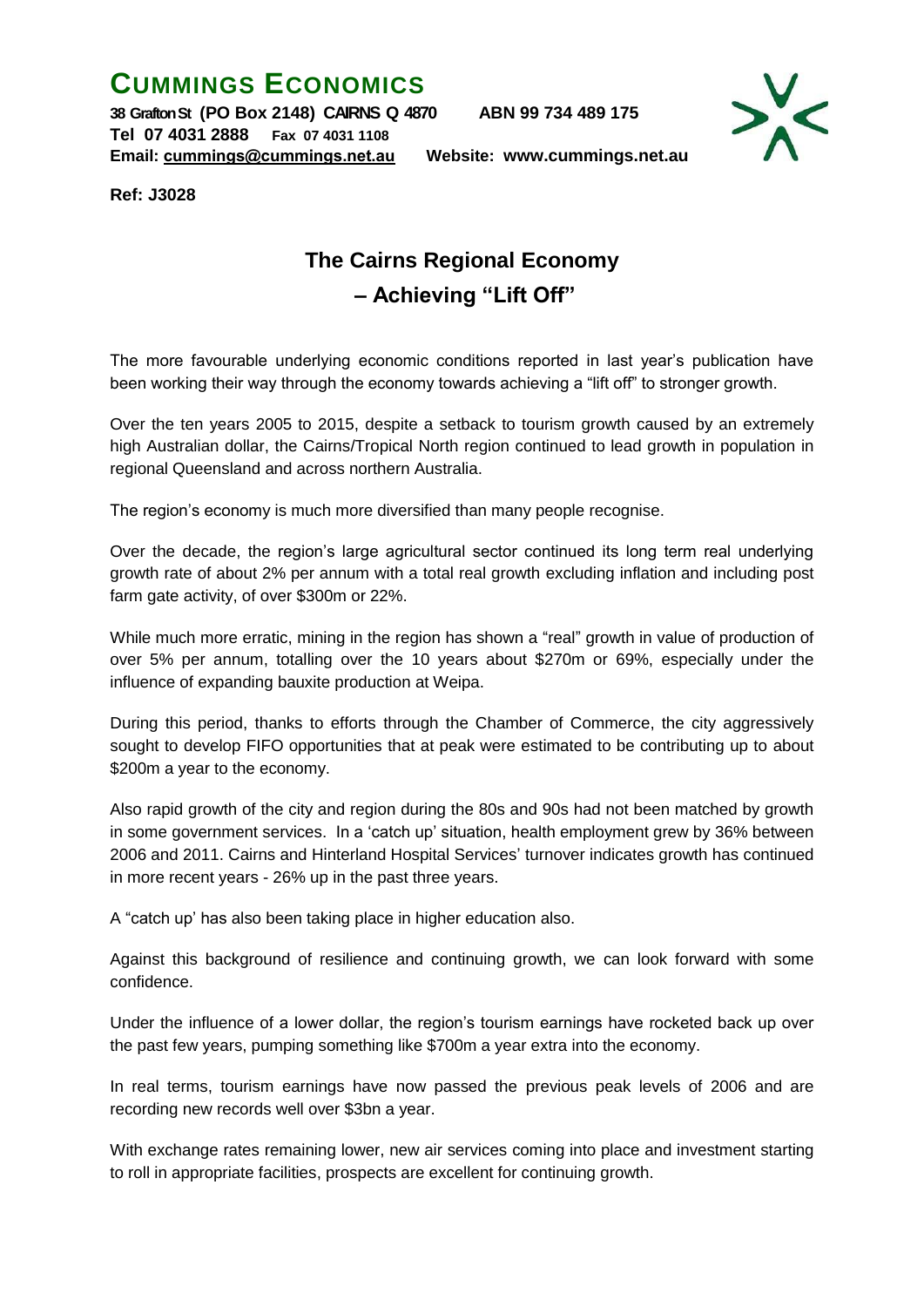# CUMMINGS ECONOMICS

**38 Grafton St (PO Box 2148) CAIRNS Q 4870 ABN 99 734 489 175**
**Tel 07 4031 2888 Fax 07 4031 1108**
**Email: cummings@cummings.net.au Website: www.cummings.net.au**

**Ref: J3028**

## The Cairns Regional Economy – Achieving "Lift Off"

The more favourable underlying economic conditions reported in last year's publication have been working their way through the economy towards achieving a "lift off" to stronger growth.

Over the ten years 2005 to 2015, despite a setback to tourism growth caused by an extremely high Australian dollar, the Cairns/Tropical North region continued to lead growth in population in regional Queensland and across northern Australia.

The region's economy is much more diversified than many people recognise.

Over the decade, the region's large agricultural sector continued its long term real underlying growth rate of about 2% per annum with a total real growth excluding inflation and including post farm gate activity, of over $300m or 22%.

While much more erratic, mining in the region has shown a "real" growth in value of production of over 5% per annum, totalling over the 10 years about $270m or 69%, especially under the influence of expanding bauxite production at Weipa.

During this period, thanks to efforts through the Chamber of Commerce, the city aggressively sought to develop FIFO opportunities that at peak were estimated to be contributing up to about $200m a year to the economy.

Also rapid growth of the city and region during the 80s and 90s had not been matched by growth in some government services. In a 'catch up' situation, health employment grew by 36% between 2006 and 2011. Cairns and Hinterland Hospital Services' turnover indicates growth has continued in more recent years - 26% up in the past three years.

A "catch up' has also been taking place in higher education also.

Against this background of resilience and continuing growth, we can look forward with some confidence.

Under the influence of a lower dollar, the region's tourism earnings have rocketed back up over the past few years, pumping something like $700m a year extra into the economy.

In real terms, tourism earnings have now passed the previous peak levels of 2006 and are recording new records well over $3bn a year.

With exchange rates remaining lower, new air services coming into place and investment starting to roll in appropriate facilities, prospects are excellent for continuing growth.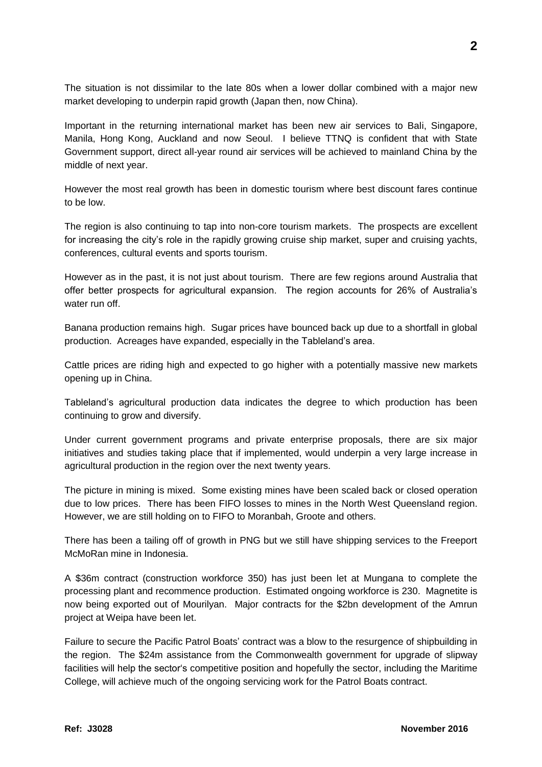The situation is not dissimilar to the late 80s when a lower dollar combined with a major new market developing to underpin rapid growth (Japan then, now China).

Important in the returning international market has been new air services to Bali, Singapore, Manila, Hong Kong, Auckland and now Seoul. I believe TTNQ is confident that with State Government support, direct all-year round air services will be achieved to mainland China by the middle of next year.

However the most real growth has been in domestic tourism where best discount fares continue to be low.

The region is also continuing to tap into non-core tourism markets. The prospects are excellent for increasing the city's role in the rapidly growing cruise ship market, super and cruising yachts, conferences, cultural events and sports tourism.

However as in the past, it is not just about tourism. There are few regions around Australia that offer better prospects for agricultural expansion. The region accounts for 26% of Australia's water run off.

Banana production remains high. Sugar prices have bounced back up due to a shortfall in global production. Acreages have expanded, especially in the Tableland's area.

Cattle prices are riding high and expected to go higher with a potentially massive new markets opening up in China.

Tableland's agricultural production data indicates the degree to which production has been continuing to grow and diversify.

Under current government programs and private enterprise proposals, there are six major initiatives and studies taking place that if implemented, would underpin a very large increase in agricultural production in the region over the next twenty years.

The picture in mining is mixed. Some existing mines have been scaled back or closed operation due to low prices. There has been FIFO losses to mines in the North West Queensland region. However, we are still holding on to FIFO to Moranbah, Groote and others.

There has been a tailing off of growth in PNG but we still have shipping services to the Freeport McMoRan mine in Indonesia.

A $36m contract (construction workforce 350) has just been let at Mungana to complete the processing plant and recommence production. Estimated ongoing workforce is 230. Magnetite is now being exported out of Mourilyan. Major contracts for the $2bn development of the Amrun project at Weipa have been let.

Failure to secure the Pacific Patrol Boats' contract was a blow to the resurgence of shipbuilding in the region. The $24m assistance from the Commonwealth government for upgrade of slipway facilities will help the sector's competitive position and hopefully the sector, including the Maritime College, will achieve much of the ongoing servicing work for the Patrol Boats contract.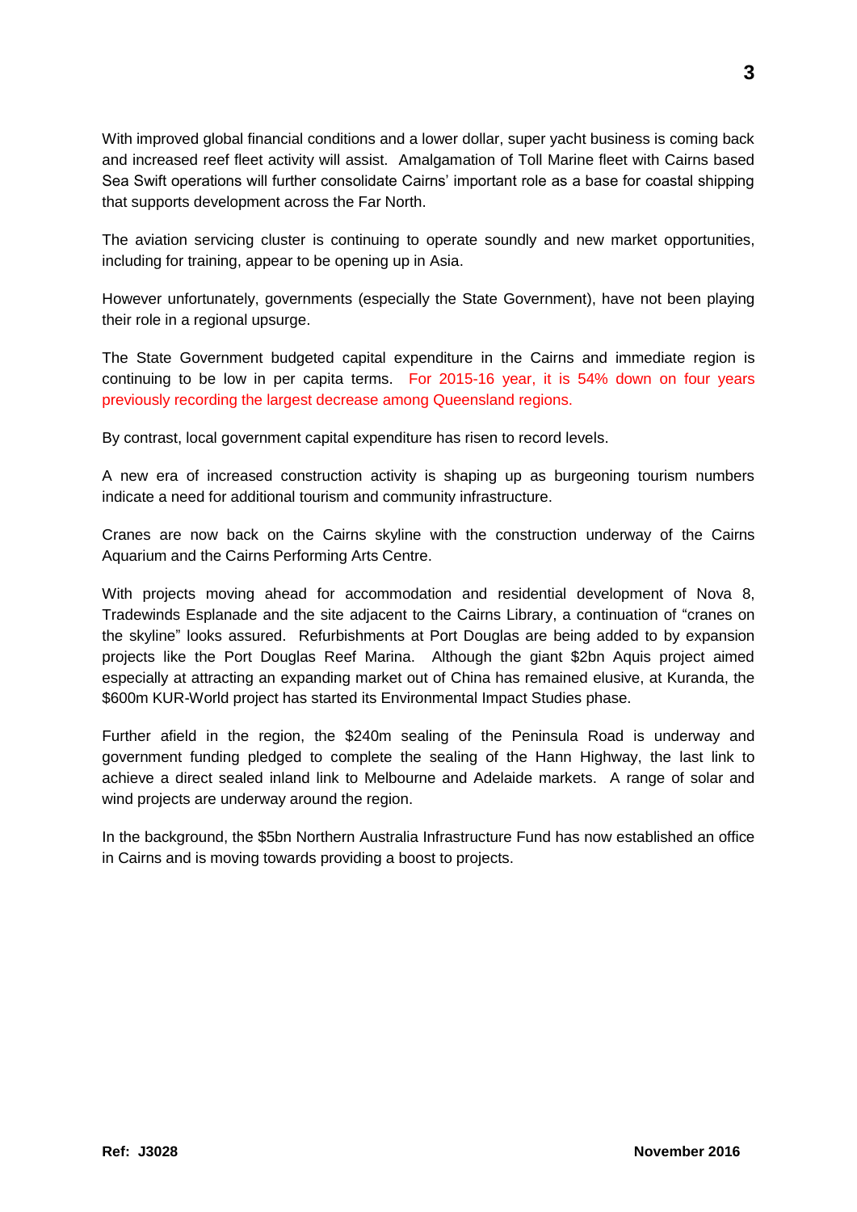With improved global financial conditions and a lower dollar, super yacht business is coming back and increased reef fleet activity will assist. Amalgamation of Toll Marine fleet with Cairns based Sea Swift operations will further consolidate Cairns' important role as a base for coastal shipping that supports development across the Far North.

The aviation servicing cluster is continuing to operate soundly and new market opportunities, including for training, appear to be opening up in Asia.

However unfortunately, governments (especially the State Government), have not been playing their role in a regional upsurge.

The State Government budgeted capital expenditure in the Cairns and immediate region is continuing to be low in per capita terms. For 2015-16 year, it is 54% down on four years previously recording the largest decrease among Queensland regions.

By contrast, local government capital expenditure has risen to record levels.

A new era of increased construction activity is shaping up as burgeoning tourism numbers indicate a need for additional tourism and community infrastructure.

Cranes are now back on the Cairns skyline with the construction underway of the Cairns Aquarium and the Cairns Performing Arts Centre.

With projects moving ahead for accommodation and residential development of Nova 8, Tradewinds Esplanade and the site adjacent to the Cairns Library, a continuation of "cranes on the skyline" looks assured. Refurbishments at Port Douglas are being added to by expansion projects like the Port Douglas Reef Marina. Although the giant $2bn Aquis project aimed especially at attracting an expanding market out of China has remained elusive, at Kuranda, the $600m KUR-World project has started its Environmental Impact Studies phase.

Further afield in the region, the $240m sealing of the Peninsula Road is underway and government funding pledged to complete the sealing of the Hann Highway, the last link to achieve a direct sealed inland link to Melbourne and Adelaide markets. A range of solar and wind projects are underway around the region.

In the background, the $5bn Northern Australia Infrastructure Fund has now established an office in Cairns and is moving towards providing a boost to projects.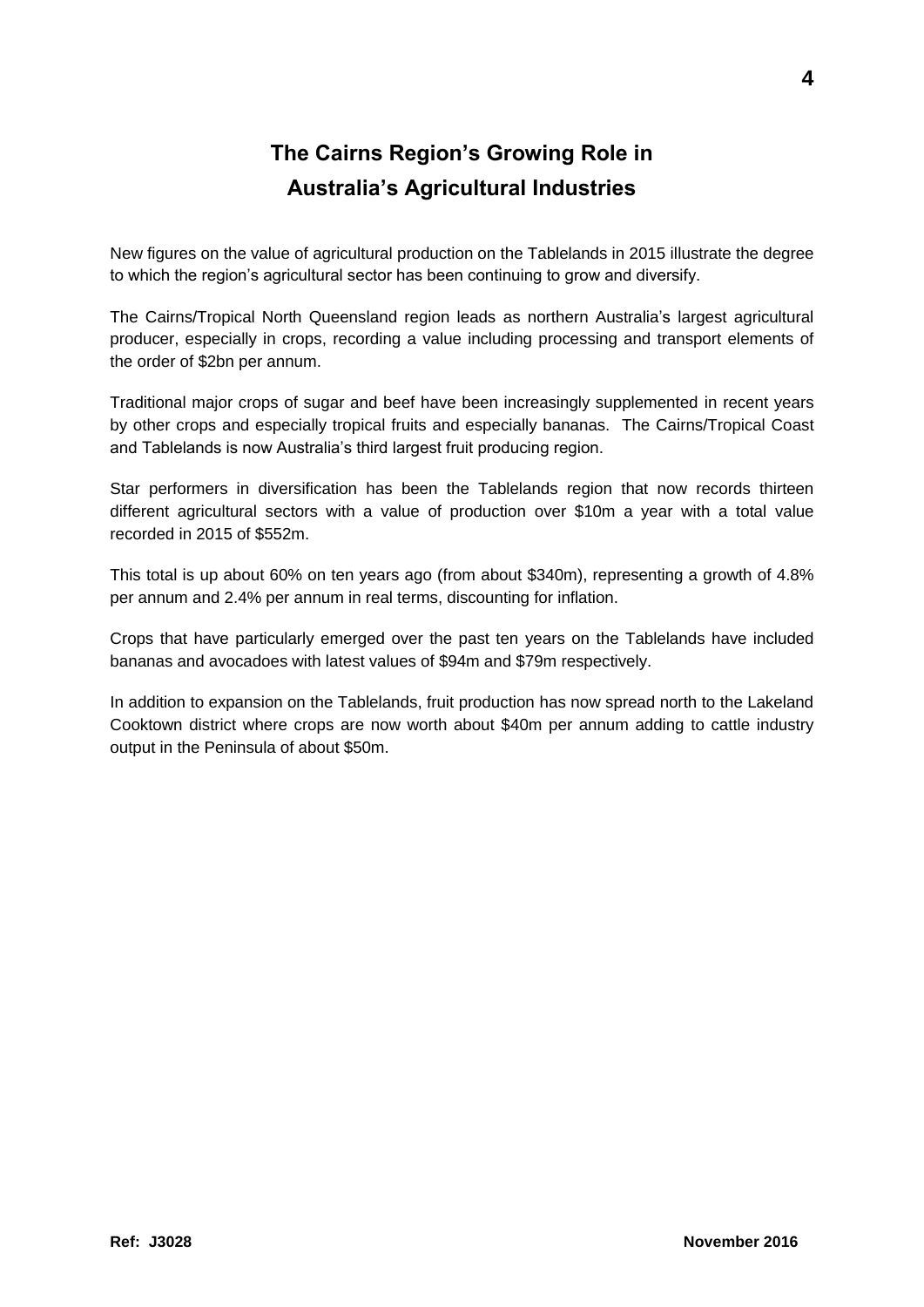# The Cairns Region's Growing Role in Australia's Agricultural Industries

New figures on the value of agricultural production on the Tablelands in 2015 illustrate the degree to which the region's agricultural sector has been continuing to grow and diversify.

The Cairns/Tropical North Queensland region leads as northern Australia's largest agricultural producer, especially in crops, recording a value including processing and transport elements of the order of $2bn per annum.

Traditional major crops of sugar and beef have been increasingly supplemented in recent years by other crops and especially tropical fruits and especially bananas. The Cairns/Tropical Coast and Tablelands is now Australia's third largest fruit producing region.

Star performers in diversification has been the Tablelands region that now records thirteen different agricultural sectors with a value of production over $10m a year with a total value recorded in 2015 of $552m.

This total is up about 60% on ten years ago (from about $340m), representing a growth of 4.8% per annum and 2.4% per annum in real terms, discounting for inflation.

Crops that have particularly emerged over the past ten years on the Tablelands have included bananas and avocadoes with latest values of $94m and $79m respectively.

In addition to expansion on the Tablelands, fruit production has now spread north to the Lakeland Cooktown district where crops are now worth about $40m per annum adding to cattle industry output in the Peninsula of about $50m.

**Ref: J3028** **November 2016**